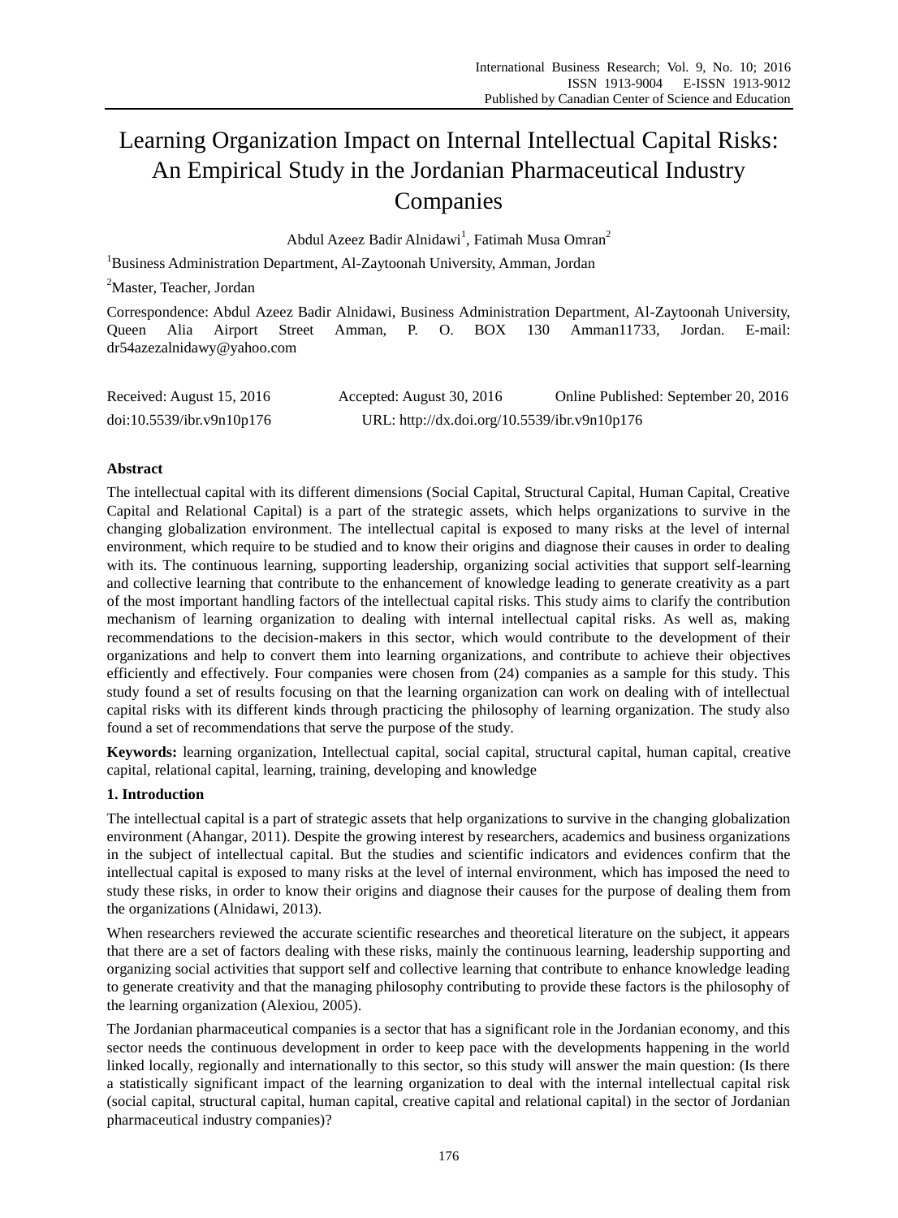# Learning Organization Impact on Internal Intellectual Capital Risks: An Empirical Study in the Jordanian Pharmaceutical Industry Companies

Abdul Azeez Badir Alnidawi[1], Fatimah Musa Omran[2]

[1]Business Administration Department, Al-Zaytoonah University, Amman, Jordan

[2]Master, Teacher, Jordan

Correspondence: Abdul Azeez Badir Alnidawi, Business Administration Department, Al-Zaytoonah University, Queen Alia Airport Street Amman, P. O. BOX 130 Amman11733, Jordan. E-mail: dr54azezalnidawy@yahoo.com

Received: August 15, 2016 Accepted: August 30, 2016 Online Published: September 20, 2016

doi:10.5539/ibr.v9n10p176 URL: http://dx.doi.org/10.5539/ibr.v9n10p176

## Abstract

The intellectual capital with its different dimensions (Social Capital, Structural Capital, Human Capital, Creative Capital and Relational Capital) is a part of the strategic assets, which helps organizations to survive in the changing globalization environment. The intellectual capital is exposed to many risks at the level of internal environment, which require to be studied and to know their origins and diagnose their causes in order to dealing with its. The continuous learning, supporting leadership, organizing social activities that support self-learning and collective learning that contribute to the enhancement of knowledge leading to generate creativity as a part of the most important handling factors of the intellectual capital risks. This study aims to clarify the contribution mechanism of learning organization to dealing with internal intellectual capital risks. As well as, making recommendations to the decision-makers in this sector, which would contribute to the development of their organizations and help to convert them into learning organizations, and contribute to achieve their objectives efficiently and effectively. Four companies were chosen from (24) companies as a sample for this study. This study found a set of results focusing on that the learning organization can work on dealing with of intellectual capital risks with its different kinds through practicing the philosophy of learning organization. The study also found a set of recommendations that serve the purpose of the study.

**Keywords:** learning organization, Intellectual capital, social capital, structural capital, human capital, creative capital, relational capital, learning, training, developing and knowledge

## 1. Introduction

The intellectual capital is a part of strategic assets that help organizations to survive in the changing globalization environment (Ahangar, 2011). Despite the growing interest by researchers, academics and business organizations in the subject of intellectual capital. But the studies and scientific indicators and evidences confirm that the intellectual capital is exposed to many risks at the level of internal environment, which has imposed the need to study these risks, in order to know their origins and diagnose their causes for the purpose of dealing them from the organizations (Alnidawi, 2013).

When researchers reviewed the accurate scientific researches and theoretical literature on the subject, it appears that there are a set of factors dealing with these risks, mainly the continuous learning, leadership supporting and organizing social activities that support self and collective learning that contribute to enhance knowledge leading to generate creativity and that the managing philosophy contributing to provide these factors is the philosophy of the learning organization (Alexiou, 2005).

The Jordanian pharmaceutical companies is a sector that has a significant role in the Jordanian economy, and this sector needs the continuous development in order to keep pace with the developments happening in the world linked locally, regionally and internationally to this sector, so this study will answer the main question: (Is there a statistically significant impact of the learning organization to deal with the internal intellectual capital risk (social capital, structural capital, human capital, creative capital and relational capital) in the sector of Jordanian pharmaceutical industry companies)?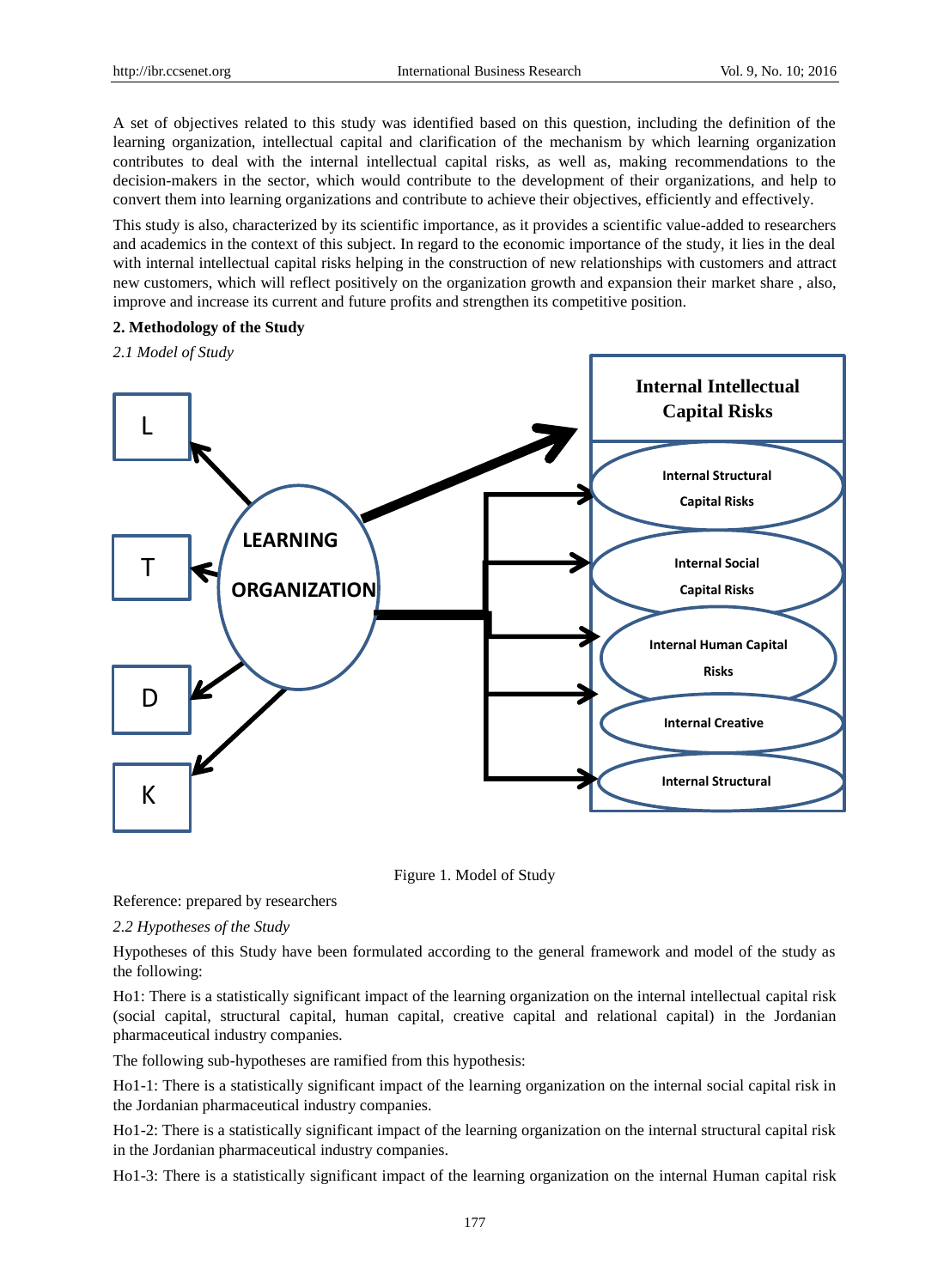A set of objectives related to this study was identified based on this question, including the definition of the learning organization, intellectual capital and clarification of the mechanism by which learning organization contributes to deal with the internal intellectual capital risks, as well as, making recommendations to the decision-makers in the sector, which would contribute to the development of their organizations, and help to convert them into learning organizations and contribute to achieve their objectives, efficiently and effectively.

This study is also, characterized by its scientific importance, as it provides a scientific value-added to researchers and academics in the context of this subject. In regard to the economic importance of the study, it lies in the deal with internal intellectual capital risks helping in the construction of new relationships with customers and attract new customers, which will reflect positively on the organization growth and expansion their market share , also, improve and increase its current and future profits and strengthen its competitive position.

## 2. Methodology of the Study

### *2.1 Model of Study*

L

T

D

K

LEARNING ORGANIZATION

Internal Intellectual Capital Risks

Internal Structural Capital Risks

Internal Social Capital Risks

Internal Human Capital Risks

Internal Creative

Internal Structural

Figure 1. Model of Study

Reference: prepared by researchers

### *2.2 Hypotheses of the Study*

Hypotheses of this Study have been formulated according to the general framework and model of the study as the following:

Ho1: There is a statistically significant impact of the learning organization on the internal intellectual capital risk (social capital, structural capital, human capital, creative capital and relational capital) in the Jordanian pharmaceutical industry companies.

The following sub-hypotheses are ramified from this hypothesis:

Ho1-1: There is a statistically significant impact of the learning organization on the internal social capital risk in the Jordanian pharmaceutical industry companies.

Ho1-2: There is a statistically significant impact of the learning organization on the internal structural capital risk in the Jordanian pharmaceutical industry companies.

Ho1-3: There is a statistically significant impact of the learning organization on the internal Human capital risk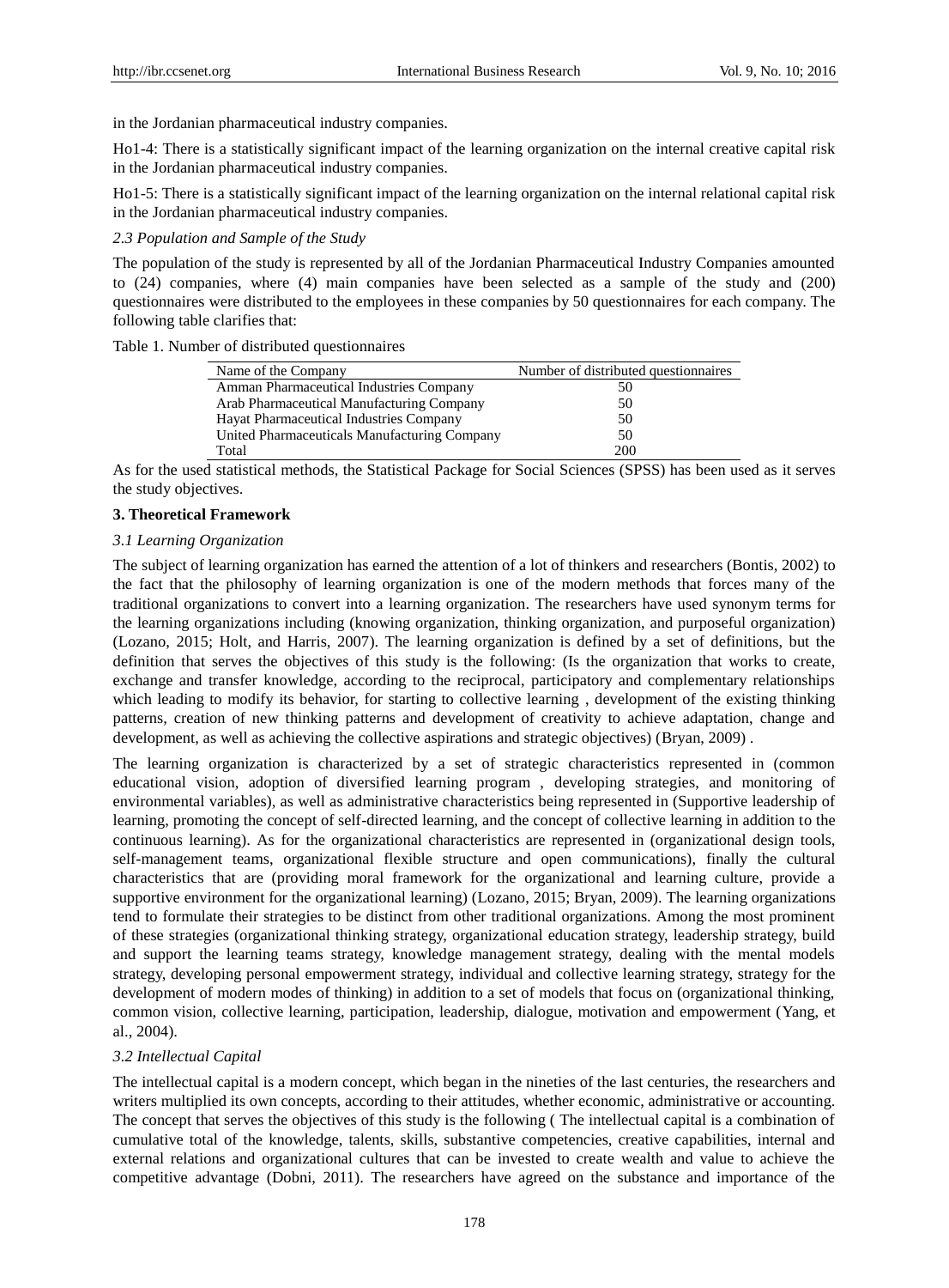in the Jordanian pharmaceutical industry companies.

Ho1-4: There is a statistically significant impact of the learning organization on the internal creative capital risk in the Jordanian pharmaceutical industry companies.

Ho1-5: There is a statistically significant impact of the learning organization on the internal relational capital risk in the Jordanian pharmaceutical industry companies.

### *2.3 Population and Sample of the Study*

The population of the study is represented by all of the Jordanian Pharmaceutical Industry Companies amounted to (24) companies, where (4) main companies have been selected as a sample of the study and (200) questionnaires were distributed to the employees in these companies by 50 questionnaires for each company. The following table clarifies that:

Table 1. Number of distributed questionnaires

| Name of the Company | Number of distributed questionnaires |
|---|---|
| Amman Pharmaceutical Industries Company | 50 |
| Arab Pharmaceutical Manufacturing Company | 50 |
| Hayat Pharmaceutical Industries Company | 50 |
| United Pharmaceuticals Manufacturing Company | 50 |
| Total | 200 |

As for the used statistical methods, the Statistical Package for Social Sciences (SPSS) has been used as it serves the study objectives.

## 3. Theoretical Framework

### *3.1 Learning Organization*

The subject of learning organization has earned the attention of a lot of thinkers and researchers (Bontis, 2002) to the fact that the philosophy of learning organization is one of the modern methods that forces many of the traditional organizations to convert into a learning organization. The researchers have used synonym terms for the learning organizations including (knowing organization, thinking organization, and purposeful organization) (Lozano, 2015; Holt, and Harris, 2007). The learning organization is defined by a set of definitions, but the definition that serves the objectives of this study is the following: (Is the organization that works to create, exchange and transfer knowledge, according to the reciprocal, participatory and complementary relationships which leading to modify its behavior, for starting to collective learning , development of the existing thinking patterns, creation of new thinking patterns and development of creativity to achieve adaptation, change and development, as well as achieving the collective aspirations and strategic objectives) (Bryan, 2009) .

The learning organization is characterized by a set of strategic characteristics represented in (common educational vision, adoption of diversified learning program , developing strategies, and monitoring of environmental variables), as well as administrative characteristics being represented in (Supportive leadership of learning, promoting the concept of self-directed learning, and the concept of collective learning in addition to the continuous learning). As for the organizational characteristics are represented in (organizational design tools, self-management teams, organizational flexible structure and open communications), finally the cultural characteristics that are (providing moral framework for the organizational and learning culture, provide a supportive environment for the organizational learning) (Lozano, 2015; Bryan, 2009). The learning organizations tend to formulate their strategies to be distinct from other traditional organizations. Among the most prominent of these strategies (organizational thinking strategy, organizational education strategy, leadership strategy, build and support the learning teams strategy, knowledge management strategy, dealing with the mental models strategy, developing personal empowerment strategy, individual and collective learning strategy, strategy for the development of modern modes of thinking) in addition to a set of models that focus on (organizational thinking, common vision, collective learning, participation, leadership, dialogue, motivation and empowerment (Yang, et al., 2004).

### *3.2 Intellectual Capital*

The intellectual capital is a modern concept, which began in the nineties of the last centuries, the researchers and writers multiplied its own concepts, according to their attitudes, whether economic, administrative or accounting. The concept that serves the objectives of this study is the following ( The intellectual capital is a combination of cumulative total of the knowledge, talents, skills, substantive competencies, creative capabilities, internal and external relations and organizational cultures that can be invested to create wealth and value to achieve the competitive advantage (Dobni, 2011). The researchers have agreed on the substance and importance of the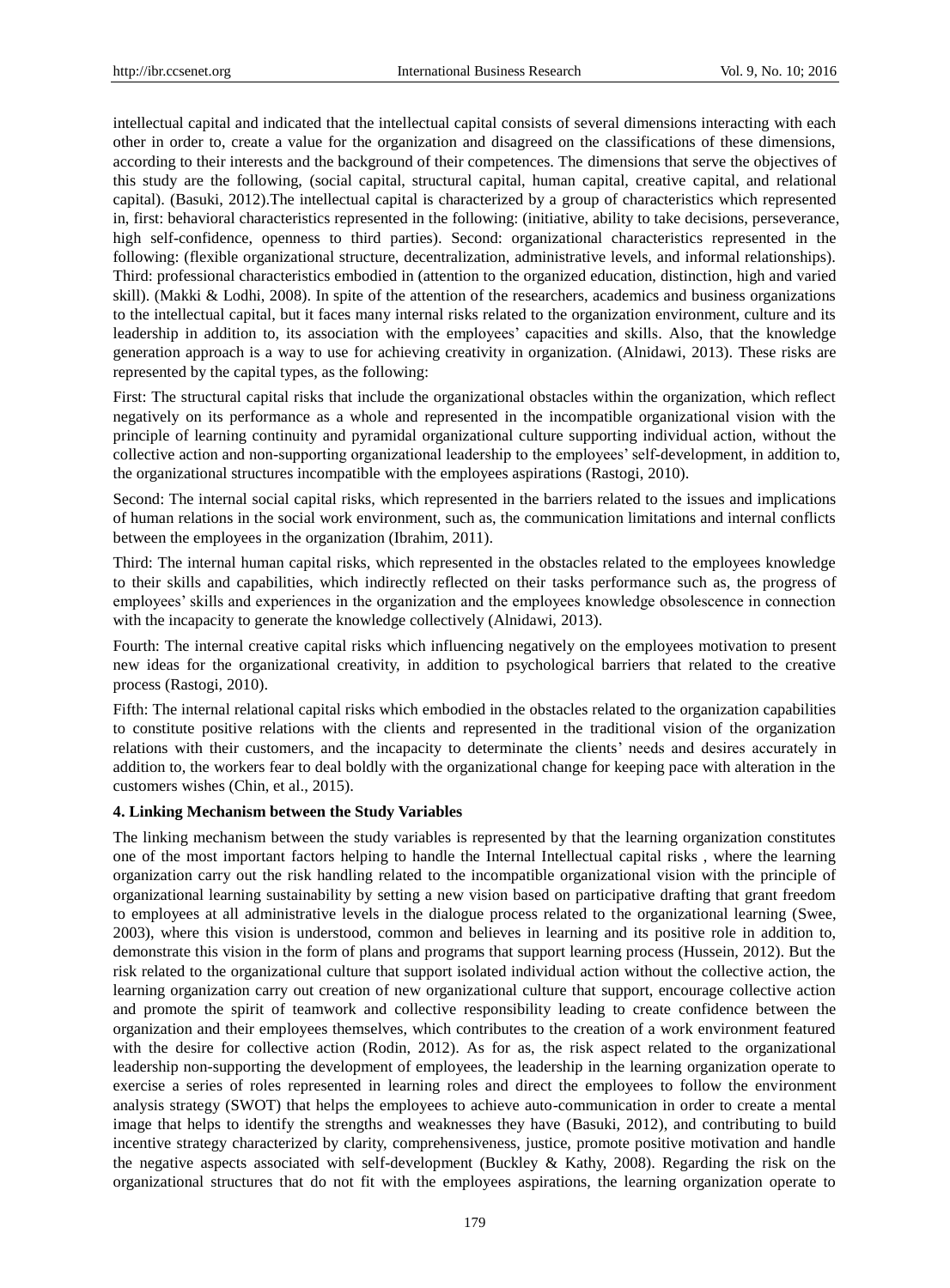intellectual capital and indicated that the intellectual capital consists of several dimensions interacting with each other in order to, create a value for the organization and disagreed on the classifications of these dimensions, according to their interests and the background of their competences. The dimensions that serve the objectives of this study are the following, (social capital, structural capital, human capital, creative capital, and relational capital). (Basuki, 2012).The intellectual capital is characterized by a group of characteristics which represented in, first: behavioral characteristics represented in the following: (initiative, ability to take decisions, perseverance, high self-confidence, openness to third parties). Second: organizational characteristics represented in the following: (flexible organizational structure, decentralization, administrative levels, and informal relationships). Third: professional characteristics embodied in (attention to the organized education, distinction, high and varied skill). (Makki & Lodhi, 2008). In spite of the attention of the researchers, academics and business organizations to the intellectual capital, but it faces many internal risks related to the organization environment, culture and its leadership in addition to, its association with the employees' capacities and skills. Also, that the knowledge generation approach is a way to use for achieving creativity in organization. (Alnidawi, 2013). These risks are represented by the capital types, as the following:

First: The structural capital risks that include the organizational obstacles within the organization, which reflect negatively on its performance as a whole and represented in the incompatible organizational vision with the principle of learning continuity and pyramidal organizational culture supporting individual action, without the collective action and non-supporting organizational leadership to the employees' self-development, in addition to, the organizational structures incompatible with the employees aspirations (Rastogi, 2010).

Second: The internal social capital risks, which represented in the barriers related to the issues and implications of human relations in the social work environment, such as, the communication limitations and internal conflicts between the employees in the organization (Ibrahim, 2011).

Third: The internal human capital risks, which represented in the obstacles related to the employees knowledge to their skills and capabilities, which indirectly reflected on their tasks performance such as, the progress of employees' skills and experiences in the organization and the employees knowledge obsolescence in connection with the incapacity to generate the knowledge collectively (Alnidawi, 2013).

Fourth: The internal creative capital risks which influencing negatively on the employees motivation to present new ideas for the organizational creativity, in addition to psychological barriers that related to the creative process (Rastogi, 2010).

Fifth: The internal relational capital risks which embodied in the obstacles related to the organization capabilities to constitute positive relations with the clients and represented in the traditional vision of the organization relations with their customers, and the incapacity to determinate the clients' needs and desires accurately in addition to, the workers fear to deal boldly with the organizational change for keeping pace with alteration in the customers wishes (Chin, et al., 2015).

**4. Linking Mechanism between the Study Variables**

The linking mechanism between the study variables is represented by that the learning organization constitutes one of the most important factors helping to handle the Internal Intellectual capital risks , where the learning organization carry out the risk handling related to the incompatible organizational vision with the principle of organizational learning sustainability by setting a new vision based on participative drafting that grant freedom to employees at all administrative levels in the dialogue process related to the organizational learning (Swee, 2003), where this vision is understood, common and believes in learning and its positive role in addition to, demonstrate this vision in the form of plans and programs that support learning process (Hussein, 2012). But the risk related to the organizational culture that support isolated individual action without the collective action, the learning organization carry out creation of new organizational culture that support, encourage collective action and promote the spirit of teamwork and collective responsibility leading to create confidence between the organization and their employees themselves, which contributes to the creation of a work environment featured with the desire for collective action (Rodin, 2012). As for as, the risk aspect related to the organizational leadership non-supporting the development of employees, the leadership in the learning organization operate to exercise a series of roles represented in learning roles and direct the employees to follow the environment analysis strategy (SWOT) that helps the employees to achieve auto-communication in order to create a mental image that helps to identify the strengths and weaknesses they have (Basuki, 2012), and contributing to build incentive strategy characterized by clarity, comprehensiveness, justice, promote positive motivation and handle the negative aspects associated with self-development (Buckley & Kathy, 2008). Regarding the risk on the organizational structures that do not fit with the employees aspirations, the learning organization operate to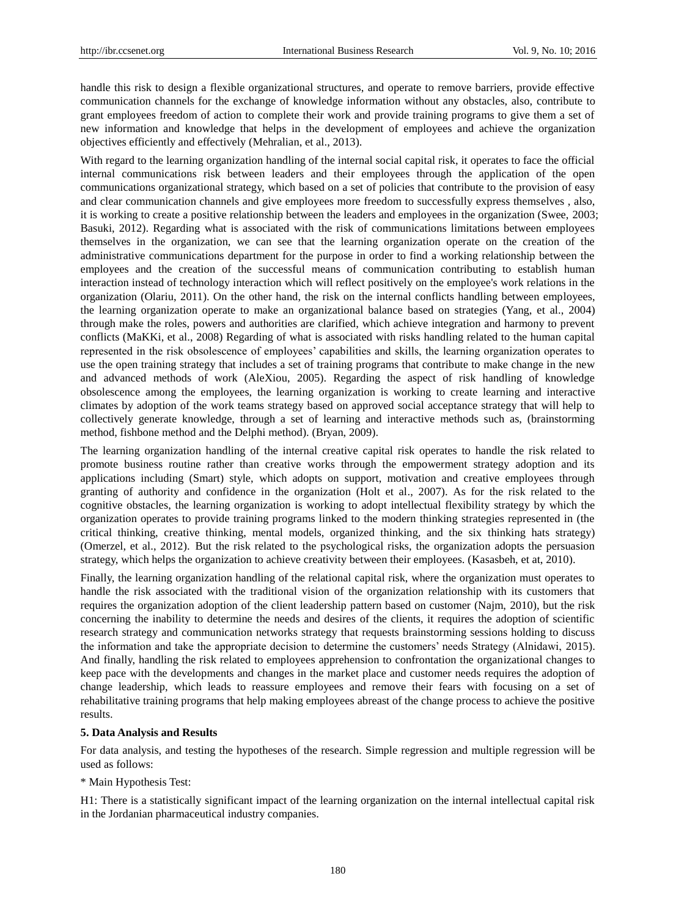handle this risk to design a flexible organizational structures, and operate to remove barriers, provide effective communication channels for the exchange of knowledge information without any obstacles, also, contribute to grant employees freedom of action to complete their work and provide training programs to give them a set of new information and knowledge that helps in the development of employees and achieve the organization objectives efficiently and effectively (Mehralian, et al., 2013).

With regard to the learning organization handling of the internal social capital risk, it operates to face the official internal communications risk between leaders and their employees through the application of the open communications organizational strategy, which based on a set of policies that contribute to the provision of easy and clear communication channels and give employees more freedom to successfully express themselves , also, it is working to create a positive relationship between the leaders and employees in the organization (Swee, 2003; Basuki, 2012). Regarding what is associated with the risk of communications limitations between employees themselves in the organization, we can see that the learning organization operate on the creation of the administrative communications department for the purpose in order to find a working relationship between the employees and the creation of the successful means of communication contributing to establish human interaction instead of technology interaction which will reflect positively on the employee's work relations in the organization (Olariu, 2011). On the other hand, the risk on the internal conflicts handling between employees, the learning organization operate to make an organizational balance based on strategies (Yang, et al., 2004) through make the roles, powers and authorities are clarified, which achieve integration and harmony to prevent conflicts (MaKKi, et al., 2008) Regarding of what is associated with risks handling related to the human capital represented in the risk obsolescence of employees' capabilities and skills, the learning organization operates to use the open training strategy that includes a set of training programs that contribute to make change in the new and advanced methods of work (AleXiou, 2005). Regarding the aspect of risk handling of knowledge obsolescence among the employees, the learning organization is working to create learning and interactive climates by adoption of the work teams strategy based on approved social acceptance strategy that will help to collectively generate knowledge, through a set of learning and interactive methods such as, (brainstorming method, fishbone method and the Delphi method). (Bryan, 2009).

The learning organization handling of the internal creative capital risk operates to handle the risk related to promote business routine rather than creative works through the empowerment strategy adoption and its applications including (Smart) style, which adopts on support, motivation and creative employees through granting of authority and confidence in the organization (Holt et al., 2007). As for the risk related to the cognitive obstacles, the learning organization is working to adopt intellectual flexibility strategy by which the organization operates to provide training programs linked to the modern thinking strategies represented in (the critical thinking, creative thinking, mental models, organized thinking, and the six thinking hats strategy) (Omerzel, et al., 2012). But the risk related to the psychological risks, the organization adopts the persuasion strategy, which helps the organization to achieve creativity between their employees. (Kasasbeh, et at, 2010).

Finally, the learning organization handling of the relational capital risk, where the organization must operates to handle the risk associated with the traditional vision of the organization relationship with its customers that requires the organization adoption of the client leadership pattern based on customer (Najm, 2010), but the risk concerning the inability to determine the needs and desires of the clients, it requires the adoption of scientific research strategy and communication networks strategy that requests brainstorming sessions holding to discuss the information and take the appropriate decision to determine the customers' needs Strategy (Alnidawi, 2015). And finally, handling the risk related to employees apprehension to confrontation the organizational changes to keep pace with the developments and changes in the market place and customer needs requires the adoption of change leadership, which leads to reassure employees and remove their fears with focusing on a set of rehabilitative training programs that help making employees abreast of the change process to achieve the positive results.

## 5. Data Analysis and Results

For data analysis, and testing the hypotheses of the research. Simple regression and multiple regression will be used as follows:

* Main Hypothesis Test:

H1: There is a statistically significant impact of the learning organization on the internal intellectual capital risk in the Jordanian pharmaceutical industry companies.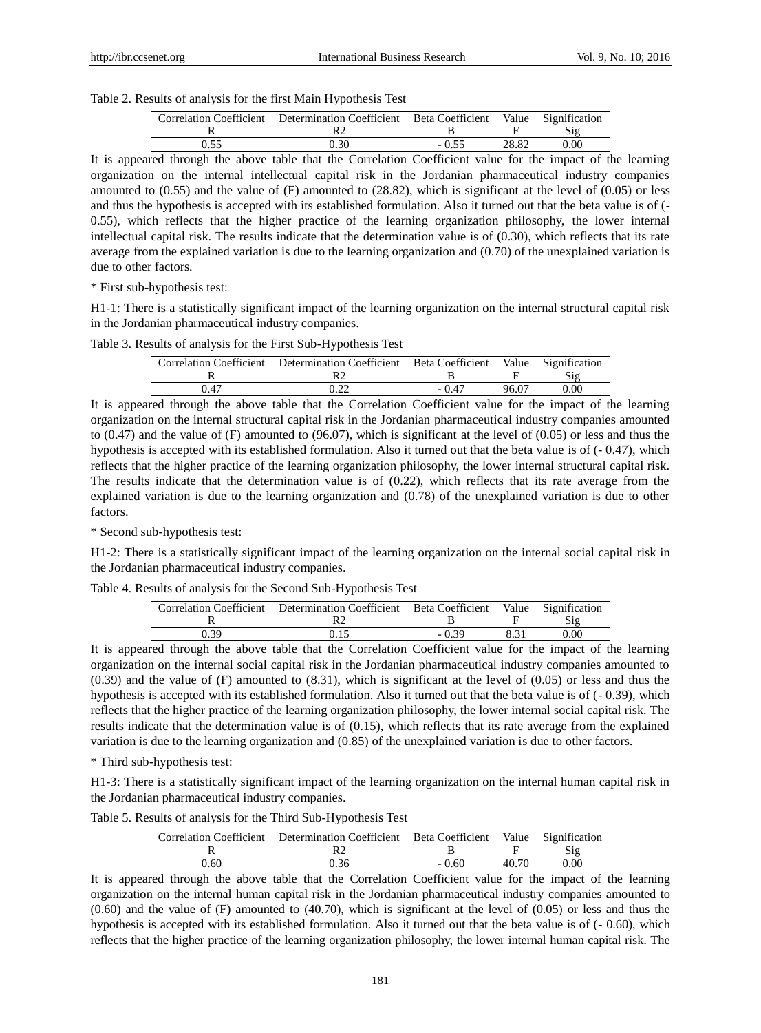Table 2. Results of analysis for the first Main Hypothesis Test

| Correlation Coefficient | Determination Coefficient | Beta Coefficient | Value | Signification |
|---|---|---|---|---|
| R | R2 | B | F | Sig |
| 0.55 | 0.30 | - 0.55 | 28.82 | 0.00 |

It is appeared through the above table that the Correlation Coefficient value for the impact of the learning organization on the internal intellectual capital risk in the Jordanian pharmaceutical industry companies amounted to (0.55) and the value of (F) amounted to (28.82), which is significant at the level of (0.05) or less and thus the hypothesis is accepted with its established formulation. Also it turned out that the beta value is of (-0.55), which reflects that the higher practice of the learning organization philosophy, the lower internal intellectual capital risk. The results indicate that the determination value is of (0.30), which reflects that its rate average from the explained variation is due to the learning organization and (0.70) of the unexplained variation is due to other factors.

* First sub-hypothesis test:

H1-1: There is a statistically significant impact of the learning organization on the internal structural capital risk in the Jordanian pharmaceutical industry companies.

Table 3. Results of analysis for the First Sub-Hypothesis Test

| Correlation Coefficient | Determination Coefficient | Beta Coefficient | Value | Signification |
|---|---|---|---|---|
| R | R2 | B | F | Sig |
| 0.47 | 0.22 | - 0.47 | 96.07 | 0.00 |

It is appeared through the above table that the Correlation Coefficient value for the impact of the learning organization on the internal structural capital risk in the Jordanian pharmaceutical industry companies amounted to (0.47) and the value of (F) amounted to (96.07), which is significant at the level of (0.05) or less and thus the hypothesis is accepted with its established formulation. Also it turned out that the beta value is of (- 0.47), which reflects that the higher practice of the learning organization philosophy, the lower internal structural capital risk. The results indicate that the determination value is of (0.22), which reflects that its rate average from the explained variation is due to the learning organization and (0.78) of the unexplained variation is due to other factors.

* Second sub-hypothesis test:

H1-2: There is a statistically significant impact of the learning organization on the internal social capital risk in the Jordanian pharmaceutical industry companies.

Table 4. Results of analysis for the Second Sub-Hypothesis Test

| Correlation Coefficient | Determination Coefficient | Beta Coefficient | Value | Signification |
|---|---|---|---|---|
| R | R2 | B | F | Sig |
| 0.39 | 0.15 | - 0.39 | 8.31 | 0.00 |

It is appeared through the above table that the Correlation Coefficient value for the impact of the learning organization on the internal social capital risk in the Jordanian pharmaceutical industry companies amounted to (0.39) and the value of (F) amounted to (8.31), which is significant at the level of (0.05) or less and thus the hypothesis is accepted with its established formulation. Also it turned out that the beta value is of (- 0.39), which reflects that the higher practice of the learning organization philosophy, the lower internal social capital risk. The results indicate that the determination value is of (0.15), which reflects that its rate average from the explained variation is due to the learning organization and (0.85) of the unexplained variation is due to other factors.

* Third sub-hypothesis test:

H1-3: There is a statistically significant impact of the learning organization on the internal human capital risk in the Jordanian pharmaceutical industry companies.

Table 5. Results of analysis for the Third Sub-Hypothesis Test

| Correlation Coefficient | Determination Coefficient | Beta Coefficient | Value | Signification |
|---|---|---|---|---|
| R | R2 | B | F | Sig |
| 0.60 | 0.36 | - 0.60 | 40.70 | 0.00 |

It is appeared through the above table that the Correlation Coefficient value for the impact of the learning organization on the internal human capital risk in the Jordanian pharmaceutical industry companies amounted to (0.60) and the value of (F) amounted to (40.70), which is significant at the level of (0.05) or less and thus the hypothesis is accepted with its established formulation. Also it turned out that the beta value is of (- 0.60), which reflects that the higher practice of the learning organization philosophy, the lower internal human capital risk. The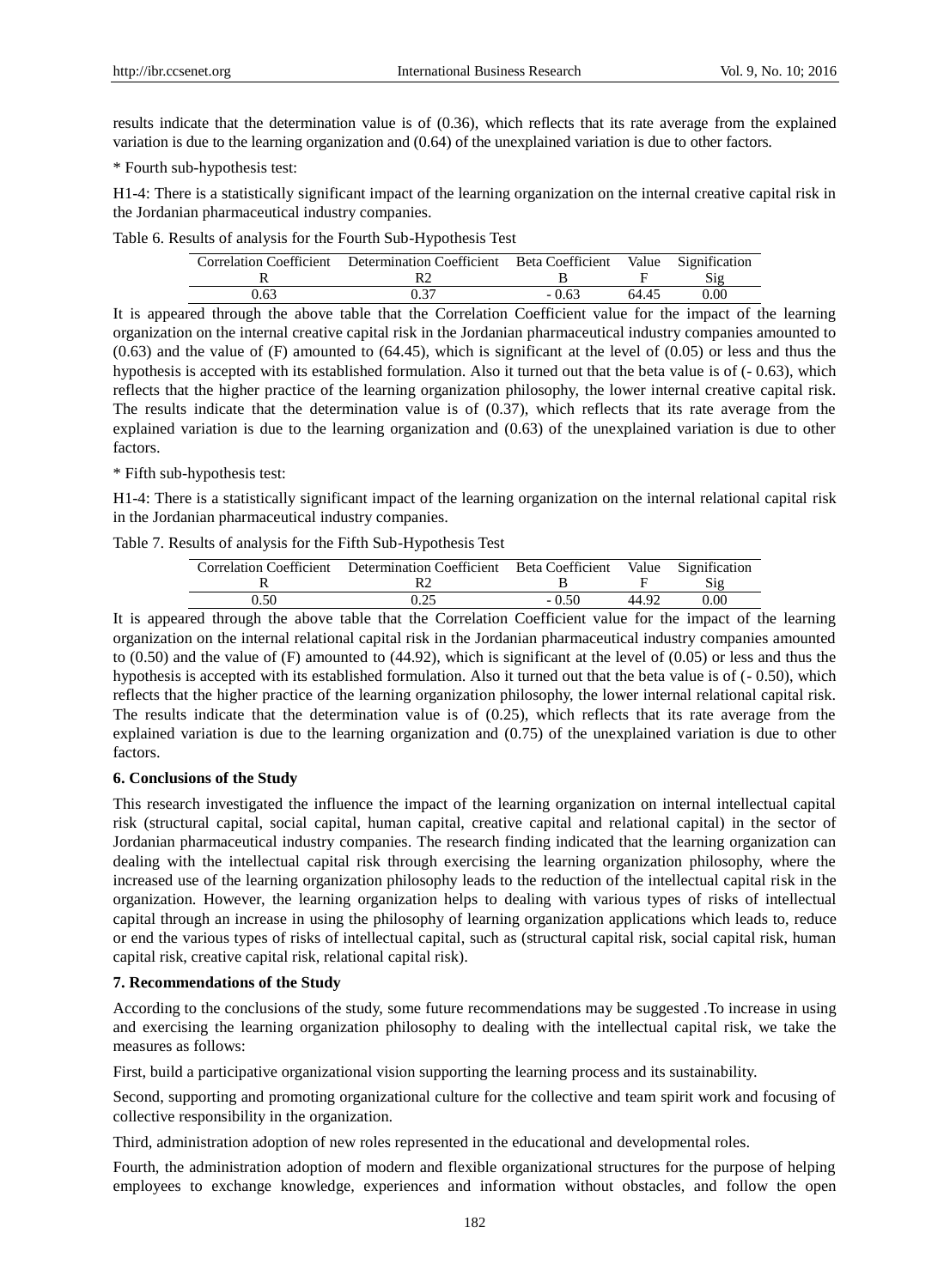results indicate that the determination value is of (0.36), which reflects that its rate average from the explained variation is due to the learning organization and (0.64) of the unexplained variation is due to other factors.

* Fourth sub-hypothesis test:

H1-4: There is a statistically significant impact of the learning organization on the internal creative capital risk in the Jordanian pharmaceutical industry companies.

Table 6. Results of analysis for the Fourth Sub-Hypothesis Test

| Correlation Coefficient | Determination Coefficient | Beta Coefficient | Value | Signification |
|---|---|---|---|---|
| R | R2 | B | F | Sig |
| 0.63 | 0.37 | - 0.63 | 64.45 | 0.00 |

It is appeared through the above table that the Correlation Coefficient value for the impact of the learning organization on the internal creative capital risk in the Jordanian pharmaceutical industry companies amounted to (0.63) and the value of (F) amounted to (64.45), which is significant at the level of (0.05) or less and thus the hypothesis is accepted with its established formulation. Also it turned out that the beta value is of (- 0.63), which reflects that the higher practice of the learning organization philosophy, the lower internal creative capital risk. The results indicate that the determination value is of (0.37), which reflects that its rate average from the explained variation is due to the learning organization and (0.63) of the unexplained variation is due to other factors.

* Fifth sub-hypothesis test:

H1-4: There is a statistically significant impact of the learning organization on the internal relational capital risk in the Jordanian pharmaceutical industry companies.

Table 7. Results of analysis for the Fifth Sub-Hypothesis Test

| Correlation Coefficient | Determination Coefficient | Beta Coefficient | Value | Signification |
|---|---|---|---|---|
| R | R2 | B | F | Sig |
| 0.50 | 0.25 | - 0.50 | 44.92 | 0.00 |

It is appeared through the above table that the Correlation Coefficient value for the impact of the learning organization on the internal relational capital risk in the Jordanian pharmaceutical industry companies amounted to (0.50) and the value of (F) amounted to (44.92), which is significant at the level of (0.05) or less and thus the hypothesis is accepted with its established formulation. Also it turned out that the beta value is of (- 0.50), which reflects that the higher practice of the learning organization philosophy, the lower internal relational capital risk. The results indicate that the determination value is of (0.25), which reflects that its rate average from the explained variation is due to the learning organization and (0.75) of the unexplained variation is due to other factors.

### 6. Conclusions of the Study

This research investigated the influence the impact of the learning organization on internal intellectual capital risk (structural capital, social capital, human capital, creative capital and relational capital) in the sector of Jordanian pharmaceutical industry companies. The research finding indicated that the learning organization can dealing with the intellectual capital risk through exercising the learning organization philosophy, where the increased use of the learning organization philosophy leads to the reduction of the intellectual capital risk in the organization. However, the learning organization helps to dealing with various types of risks of intellectual capital through an increase in using the philosophy of learning organization applications which leads to, reduce or end the various types of risks of intellectual capital, such as (structural capital risk, social capital risk, human capital risk, creative capital risk, relational capital risk).

### 7. Recommendations of the Study

According to the conclusions of the study, some future recommendations may be suggested .To increase in using and exercising the learning organization philosophy to dealing with the intellectual capital risk, we take the measures as follows:

First, build a participative organizational vision supporting the learning process and its sustainability.

Second, supporting and promoting organizational culture for the collective and team spirit work and focusing of collective responsibility in the organization.

Third, administration adoption of new roles represented in the educational and developmental roles.

Fourth, the administration adoption of modern and flexible organizational structures for the purpose of helping employees to exchange knowledge, experiences and information without obstacles, and follow the open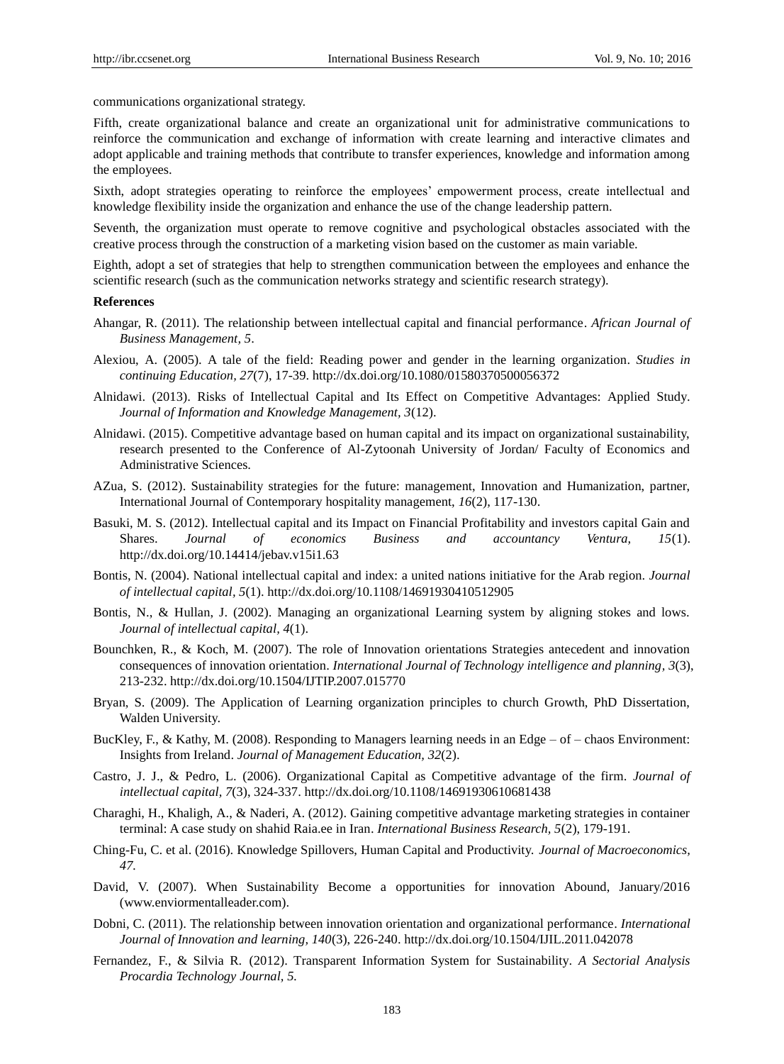communications organizational strategy.

Fifth, create organizational balance and create an organizational unit for administrative communications to reinforce the communication and exchange of information with create learning and interactive climates and adopt applicable and training methods that contribute to transfer experiences, knowledge and information among the employees.

Sixth, adopt strategies operating to reinforce the employees' empowerment process, create intellectual and knowledge flexibility inside the organization and enhance the use of the change leadership pattern.

Seventh, the organization must operate to remove cognitive and psychological obstacles associated with the creative process through the construction of a marketing vision based on the customer as main variable.

Eighth, adopt a set of strategies that help to strengthen communication between the employees and enhance the scientific research (such as the communication networks strategy and scientific research strategy).

## References

Ahangar, R. (2011). The relationship between intellectual capital and financial performance. *African Journal of Business Management, 5*.

Alexiou, A. (2005). A tale of the field: Reading power and gender in the learning organization. *Studies in continuing Education, 27*(7), 17-39. http://dx.doi.org/10.1080/01580370500056372

Alnidawi. (2013). Risks of Intellectual Capital and Its Effect on Competitive Advantages: Applied Study. *Journal of Information and Knowledge Management, 3*(12).

Alnidawi. (2015). Competitive advantage based on human capital and its impact on organizational sustainability, research presented to the Conference of Al-Zytoonah University of Jordan/ Faculty of Economics and Administrative Sciences.

AZua, S. (2012). Sustainability strategies for the future: management, Innovation and Humanization, partner, International Journal of Contemporary hospitality management, *16*(2), 117-130.

Basuki, M. S. (2012). Intellectual capital and its Impact on Financial Profitability and investors capital Gain and Shares. *Journal of economics Business and accountancy Ventura, 15*(1). http://dx.doi.org/10.14414/jebav.v15i1.63

Bontis, N. (2004). National intellectual capital and index: a united nations initiative for the Arab region. *Journal of intellectual capital, 5*(1). http://dx.doi.org/10.1108/14691930410512905

Bontis, N., & Hullan, J. (2002). Managing an organizational Learning system by aligning stokes and lows. *Journal of intellectual capital, 4*(1).

Bounchken, R., & Koch, M. (2007). The role of Innovation orientations Strategies antecedent and innovation consequences of innovation orientation. *International Journal of Technology intelligence and planning, 3*(3), 213-232. http://dx.doi.org/10.1504/IJTIP.2007.015770

Bryan, S. (2009). The Application of Learning organization principles to church Growth, PhD Dissertation, Walden University.

BucKley, F., & Kathy, M. (2008). Responding to Managers learning needs in an Edge – of – chaos Environment: Insights from Ireland. *Journal of Management Education, 32*(2).

Castro, J. J., & Pedro, L. (2006). Organizational Capital as Competitive advantage of the firm. *Journal of intellectual capital, 7*(3), 324-337. http://dx.doi.org/10.1108/14691930610681438

Charaghi, H., Khaligh, A., & Naderi, A. (2012). Gaining competitive advantage marketing strategies in container terminal: A case study on shahid Raia.ee in Iran. *International Business Research, 5*(2), 179-191.

Ching-Fu, C. et al. (2016). Knowledge Spillovers, Human Capital and Productivity. *Journal of Macroeconomics, 47*.

David, V. (2007). When Sustainability Become a opportunities for innovation Abound, January/2016 (www.enviormentalleader.com).

Dobni, C. (2011). The relationship between innovation orientation and organizational performance. *International Journal of Innovation and learning, 140*(3), 226-240. http://dx.doi.org/10.1504/IJIL.2011.042078

Fernandez, F., & Silvia R. (2012). Transparent Information System for Sustainability. *A Sectorial Analysis Procardia Technology Journal, 5.*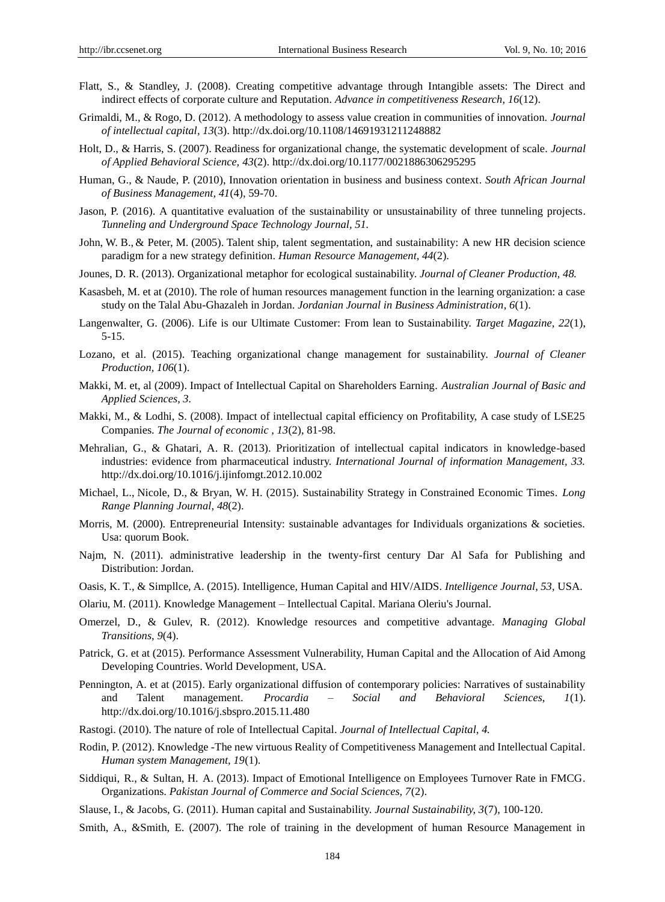Flatt, S., & Standley, J. (2008). Creating competitive advantage through Intangible assets: The Direct and indirect effects of corporate culture and Reputation. *Advance in competitiveness Research, 16*(12).

Grimaldi, M., & Rogo, D. (2012). A methodology to assess value creation in communities of innovation. *Journal of intellectual capital, 13*(3). http://dx.doi.org/10.1108/14691931211248882

Holt, D., & Harris, S. (2007). Readiness for organizational change, the systematic development of scale. *Journal of Applied Behavioral Science, 43*(2). http://dx.doi.org/10.1177/0021886306295295

Human, G., & Naude, P. (2010), Innovation orientation in business and business context. *South African Journal of Business Management, 41*(4), 59-70.

Jason, P. (2016). A quantitative evaluation of the sustainability or unsustainability of three tunneling projects. *Tunneling and Underground Space Technology Journal, 51.*

John, W. B., & Peter, M. (2005). Talent ship, talent segmentation, and sustainability: A new HR decision science paradigm for a new strategy definition. *Human Resource Management, 44*(2).

Jounes, D. R. (2013). Organizational metaphor for ecological sustainability. *Journal of Cleaner Production, 48.*

Kasasbeh, M. et at (2010). The role of human resources management function in the learning organization: a case study on the Talal Abu-Ghazaleh in Jordan. *Jordanian Journal in Business Administration, 6*(1).

Langenwalter, G. (2006). Life is our Ultimate Customer: From lean to Sustainability. *Target Magazine, 22*(1), 5-15.

Lozano, et al. (2015). Teaching organizational change management for sustainability. *Journal of Cleaner Production, 106*(1).

Makki, M. et, al (2009). Impact of Intellectual Capital on Shareholders Earning. *Australian Journal of Basic and Applied Sciences, 3.*

Makki, M., & Lodhi, S. (2008). Impact of intellectual capital efficiency on Profitability, A case study of LSE25 Companies. *The Journal of economic , 13*(2), 81-98.

Mehralian, G., & Ghatari, A. R. (2013). Prioritization of intellectual capital indicators in knowledge-based industries: evidence from pharmaceutical industry. *International Journal of information Management, 33.* http://dx.doi.org/10.1016/j.ijinfomgt.2012.10.002

Michael, L., Nicole, D., & Bryan, W. H. (2015). Sustainability Strategy in Constrained Economic Times. *Long Range Planning Journal, 48*(2).

Morris, M. (2000). Entrepreneurial Intensity: sustainable advantages for Individuals organizations & societies. Usa: quorum Book.

Najm, N. (2011). administrative leadership in the twenty-first century Dar Al Safa for Publishing and Distribution: Jordan.

Oasis, K. T., & Simpllce, A. (2015). Intelligence, Human Capital and HIV/AIDS. *Intelligence Journal, 53*, USA.

Olariu, M. (2011). Knowledge Management – Intellectual Capital. Mariana Oleriu's Journal.

Omerzel, D., & Gulev, R. (2012). Knowledge resources and competitive advantage. *Managing Global Transitions, 9*(4).

Patrick, G. et at (2015). Performance Assessment Vulnerability, Human Capital and the Allocation of Aid Among Developing Countries. World Development, USA.

Pennington, A. et at (2015). Early organizational diffusion of contemporary policies: Narratives of sustainability and Talent management. *Procardia – Social and Behavioral Sciences, 1*(1). http://dx.doi.org/10.1016/j.sbspro.2015.11.480

Rastogi. (2010). The nature of role of Intellectual Capital. *Journal of Intellectual Capital, 4.*

Rodin, P. (2012). Knowledge -The new virtuous Reality of Competitiveness Management and Intellectual Capital. *Human system Management, 19*(1).

Siddiqui, R., & Sultan, H. A. (2013). Impact of Emotional Intelligence on Employees Turnover Rate in FMCG. Organizations. *Pakistan Journal of Commerce and Social Sciences, 7*(2).

Slause, I., & Jacobs, G. (2011). Human capital and Sustainability. *Journal Sustainability, 3*(7), 100-120.

Smith, A., &Smith, E. (2007). The role of training in the development of human Resource Management in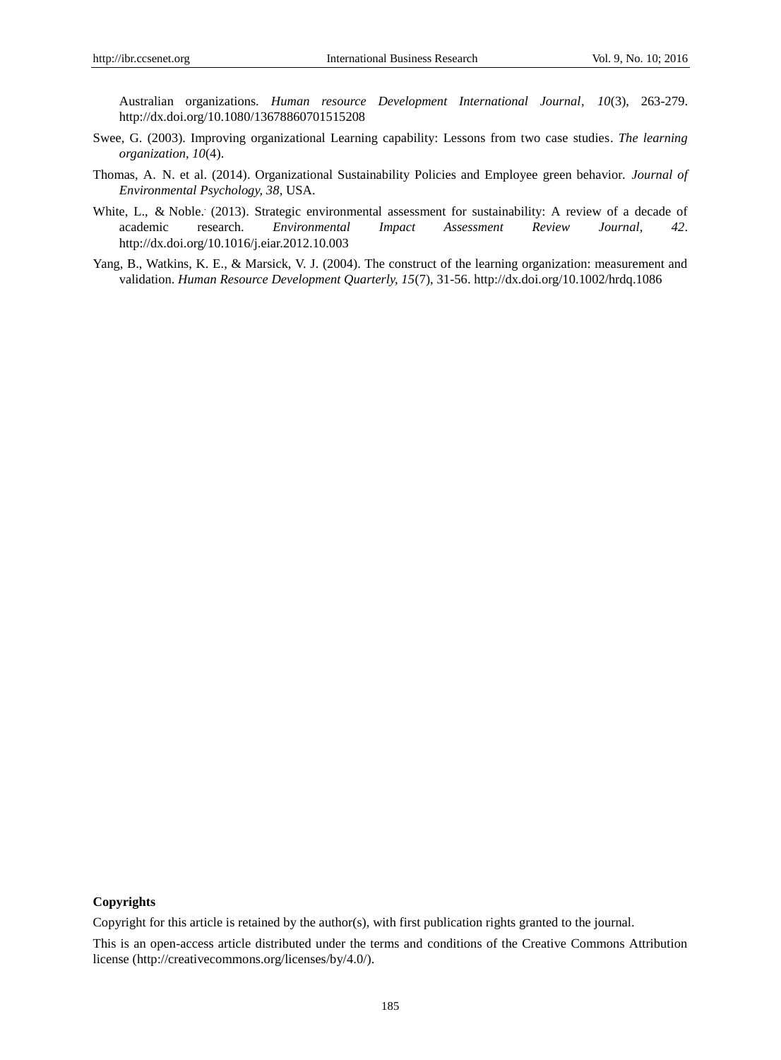Australian organizations. *Human resource Development International Journal*, *10*(3), 263-279. http://dx.doi.org/10.1080/13678860701515208

Swee, G. (2003). Improving organizational Learning capability: Lessons from two case studies. *The learning organization*, *10*(4).

Thomas, A. N. et al. (2014). Organizational Sustainability Policies and Employee green behavior. *Journal of Environmental Psychology, 38*, USA.

White, L., & Noble. (2013). Strategic environmental assessment for sustainability: A review of a decade of academic research. *Environmental Impact Assessment Review Journal, 42*. http://dx.doi.org/10.1016/j.eiar.2012.10.003

Yang, B., Watkins, K. E., & Marsick, V. J. (2004). The construct of the learning organization: measurement and validation. *Human Resource Development Quarterly, 15*(7), 31-56. http://dx.doi.org/10.1002/hrdq.1086

**Copyrights**

Copyright for this article is retained by the author(s), with first publication rights granted to the journal.

This is an open-access article distributed under the terms and conditions of the Creative Commons Attribution license (http://creativecommons.org/licenses/by/4.0/).